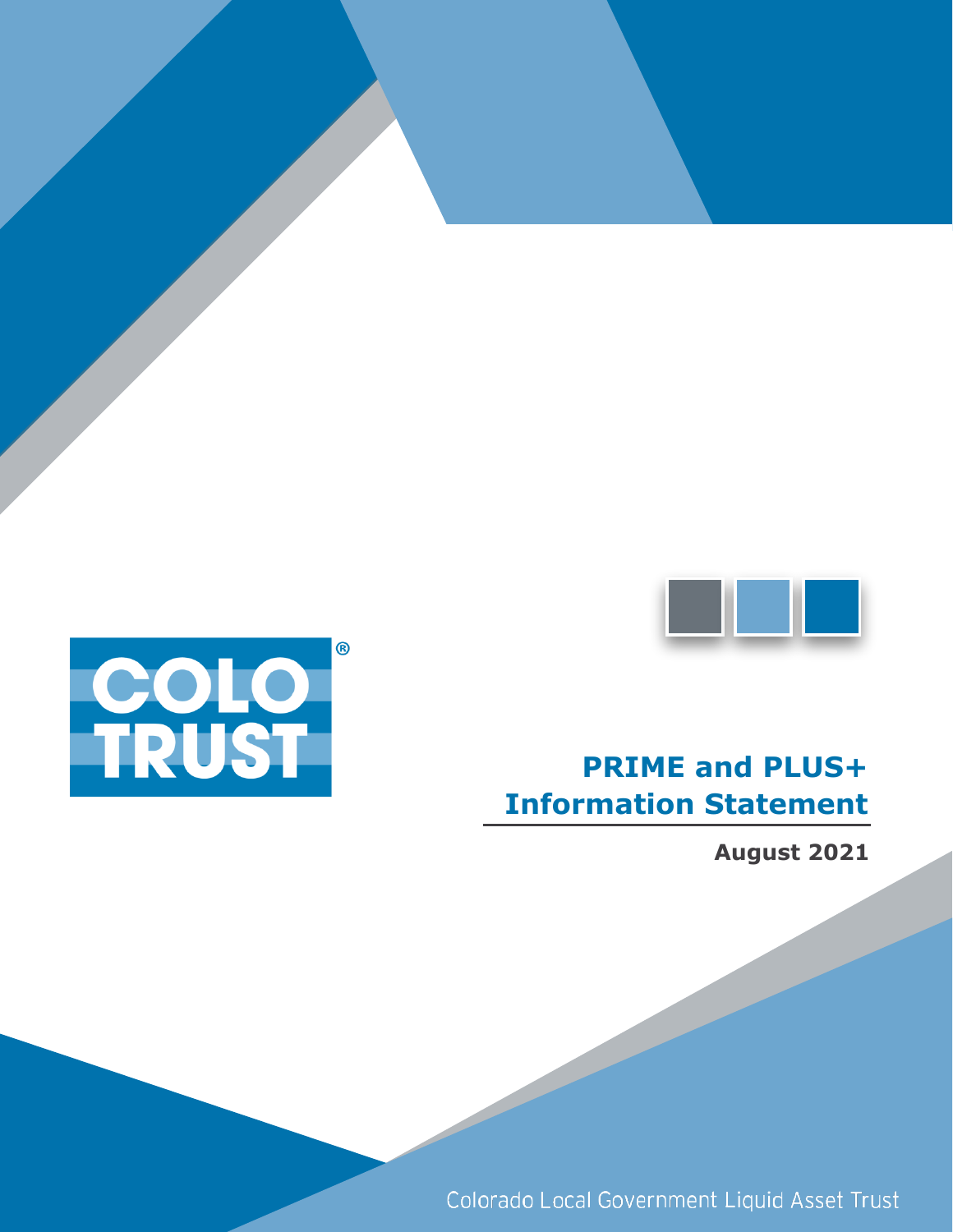COLO TRUST®

# PRIME and PLUS+ Information Statement

**August 2021**

Colorado Local Government Liquid Asset Trust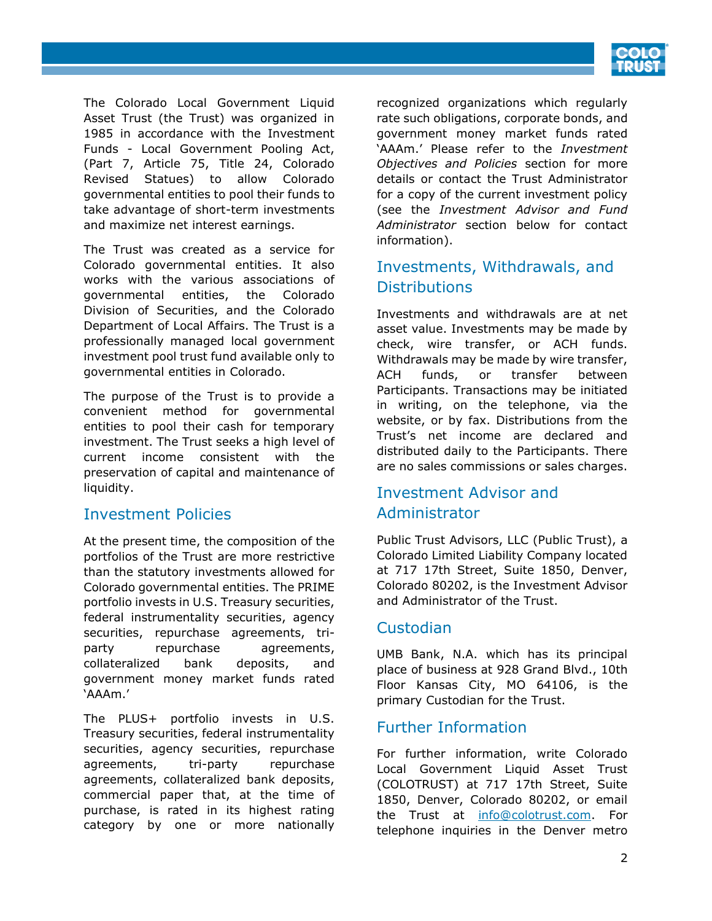The Colorado Local Government Liquid Asset Trust (the Trust) was organized in 1985 in accordance with the Investment Funds - Local Government Pooling Act, (Part 7, Article 75, Title 24, Colorado Revised Statues) to allow Colorado governmental entities to pool their funds to take advantage of short-term investments and maximize net interest earnings.

The Trust was created as a service for Colorado governmental entities. It also works with the various associations of governmental entities, the Colorado Division of Securities, and the Colorado Department of Local Affairs. The Trust is a professionally managed local government investment pool trust fund available only to governmental entities in Colorado.

The purpose of the Trust is to provide a convenient method for governmental entities to pool their cash for temporary investment. The Trust seeks a high level of current income consistent with the preservation of capital and maintenance of liquidity.

## Investment Policies

At the present time, the composition of the portfolios of the Trust are more restrictive than the statutory investments allowed for Colorado governmental entities. The PRIME portfolio invests in U.S. Treasury securities, federal instrumentality securities, agency securities, repurchase agreements, tri-party repurchase agreements, collateralized bank deposits, and government money market funds rated 'AAAm.'

The PLUS+ portfolio invests in U.S. Treasury securities, federal instrumentality securities, agency securities, repurchase agreements, tri-party repurchase agreements, collateralized bank deposits, commercial paper that, at the time of purchase, is rated in its highest rating category by one or more nationally recognized organizations which regularly rate such obligations, corporate bonds, and government money market funds rated 'AAAm.' Please refer to the *Investment Objectives and Policies* section for more details or contact the Trust Administrator for a copy of the current investment policy (see the *Investment Advisor and Fund Administrator* section below for contact information).

## Investments, Withdrawals, and Distributions

Investments and withdrawals are at net asset value. Investments may be made by check, wire transfer, or ACH funds. Withdrawals may be made by wire transfer, ACH funds, or transfer between Participants. Transactions may be initiated in writing, on the telephone, via the website, or by fax. Distributions from the Trust's net income are declared and distributed daily to the Participants. There are no sales commissions or sales charges.

## Investment Advisor and Administrator

Public Trust Advisors, LLC (Public Trust), a Colorado Limited Liability Company located at 717 17th Street, Suite 1850, Denver, Colorado 80202, is the Investment Advisor and Administrator of the Trust.

## Custodian

UMB Bank, N.A. which has its principal place of business at 928 Grand Blvd., 10th Floor Kansas City, MO 64106, is the primary Custodian for the Trust.

## Further Information

For further information, write Colorado Local Government Liquid Asset Trust (COLOTRUST) at 717 17th Street, Suite 1850, Denver, Colorado 80202, or email the Trust at info@colotrust.com. For telephone inquiries in the Denver metro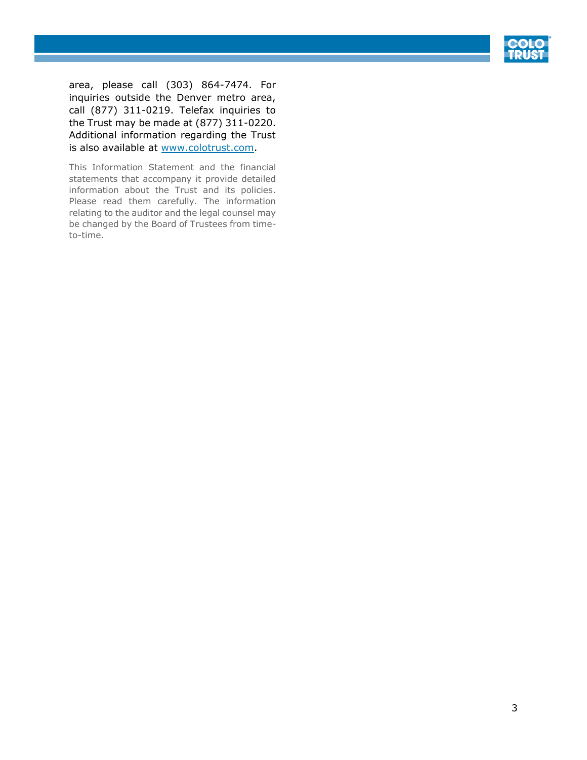area, please call (303) 864-7474. For inquiries outside the Denver metro area, call (877) 311-0219. Telefax inquiries to the Trust may be made at (877) 311-0220. Additional information regarding the Trust is also available at [www.colotrust.com](http://www.colotrust.com).

This Information Statement and the financial statements that accompany it provide detailed information about the Trust and its policies. Please read them carefully. The information relating to the auditor and the legal counsel may be changed by the Board of Trustees from time-to-time.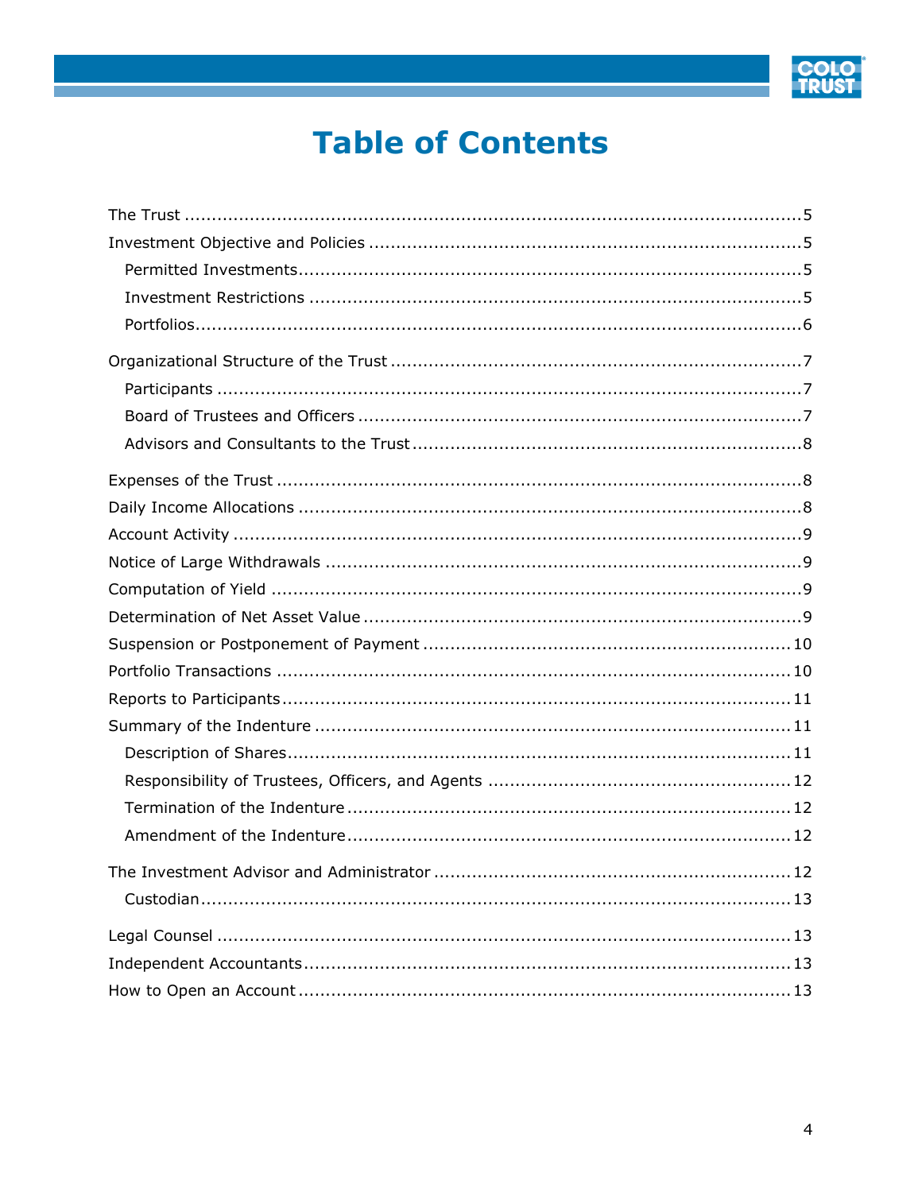# Table of Contents

- The Trust ... 5
- Investment Objective and Policies ... 5
  - Permitted Investments ... 5
  - Investment Restrictions ... 5
  - Portfolios ... 6
- Organizational Structure of the Trust ... 7
  - Participants ... 7
  - Board of Trustees and Officers ... 7
  - Advisors and Consultants to the Trust ... 8
- Expenses of the Trust ... 8
- Daily Income Allocations ... 8
- Account Activity ... 9
- Notice of Large Withdrawals ... 9
- Computation of Yield ... 9
- Determination of Net Asset Value ... 9
- Suspension or Postponement of Payment ... 10
- Portfolio Transactions ... 10
- Reports to Participants ... 11
- Summary of the Indenture ... 11
  - Description of Shares ... 11
  - Responsibility of Trustees, Officers, and Agents ... 12
  - Termination of the Indenture ... 12
  - Amendment of the Indenture ... 12
- The Investment Advisor and Administrator ... 12
  - Custodian ... 13
- Legal Counsel ... 13
- Independent Accountants ... 13
- How to Open an Account ... 13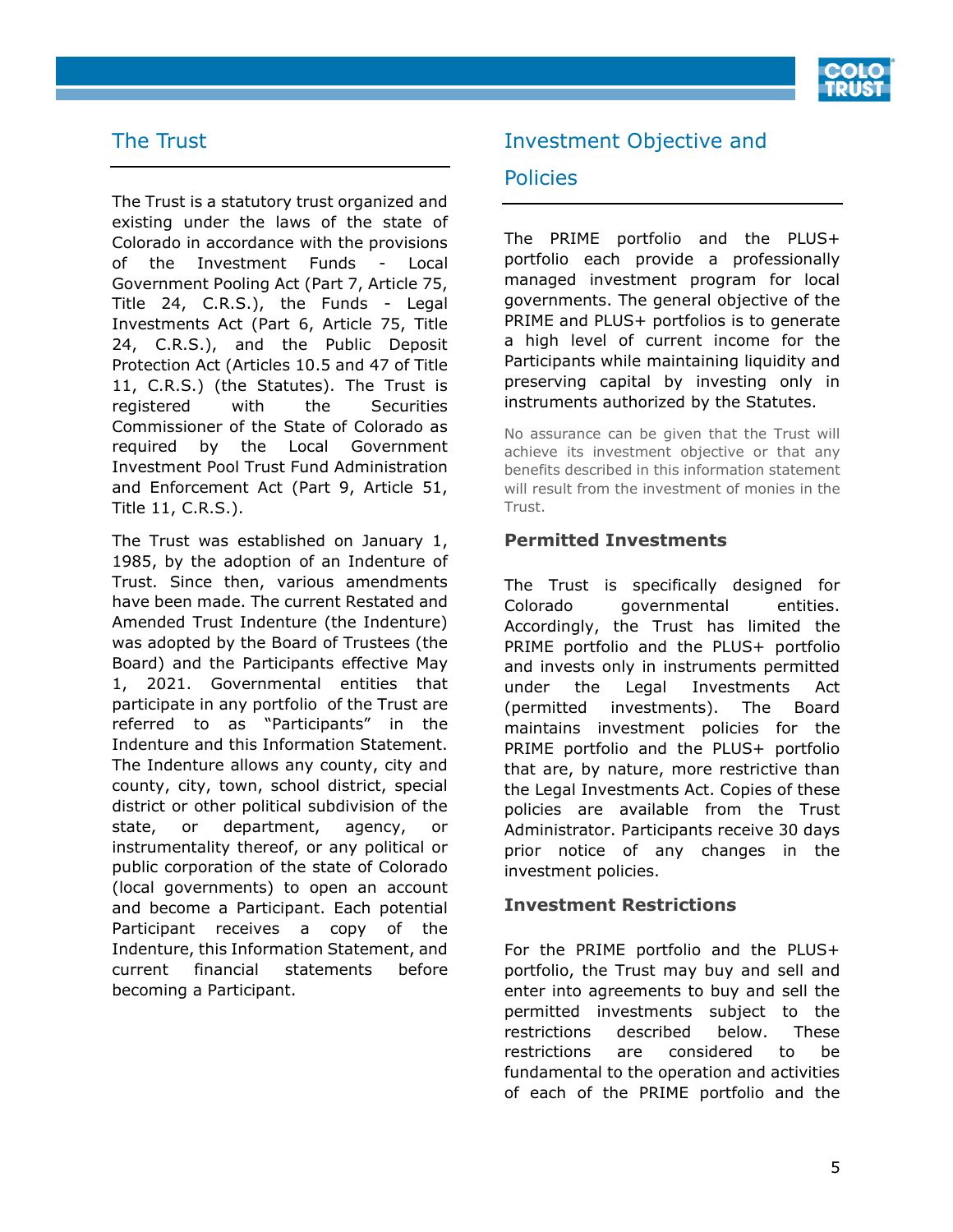## The Trust

The Trust is a statutory trust organized and existing under the laws of the state of Colorado in accordance with the provisions of the Investment Funds - Local Government Pooling Act (Part 7, Article 75, Title 24, C.R.S.), the Funds - Legal Investments Act (Part 6, Article 75, Title 24, C.R.S.), and the Public Deposit Protection Act (Articles 10.5 and 47 of Title 11, C.R.S.) (the Statutes). The Trust is registered with the Securities Commissioner of the State of Colorado as required by the Local Government Investment Pool Trust Fund Administration and Enforcement Act (Part 9, Article 51, Title 11, C.R.S.).

The Trust was established on January 1, 1985, by the adoption of an Indenture of Trust. Since then, various amendments have been made. The current Restated and Amended Trust Indenture (the Indenture) was adopted by the Board of Trustees (the Board) and the Participants effective May 1, 2021. Governmental entities that participate in any portfolio of the Trust are referred to as "Participants" in the Indenture and this Information Statement. The Indenture allows any county, city and county, city, town, school district, special district or other political subdivision of the state, or department, agency, or instrumentality thereof, or any political or public corporation of the state of Colorado (local governments) to open an account and become a Participant. Each potential Participant receives a copy of the Indenture, this Information Statement, and current financial statements before becoming a Participant.

## Investment Objective and Policies

The PRIME portfolio and the PLUS+ portfolio each provide a professionally managed investment program for local governments. The general objective of the PRIME and PLUS+ portfolios is to generate a high level of current income for the Participants while maintaining liquidity and preserving capital by investing only in instruments authorized by the Statutes.

No assurance can be given that the Trust will achieve its investment objective or that any benefits described in this information statement will result from the investment of monies in the Trust.

### Permitted Investments

The Trust is specifically designed for Colorado governmental entities. Accordingly, the Trust has limited the PRIME portfolio and the PLUS+ portfolio and invests only in instruments permitted under the Legal Investments Act (permitted investments). The Board maintains investment policies for the PRIME portfolio and the PLUS+ portfolio that are, by nature, more restrictive than the Legal Investments Act. Copies of these policies are available from the Trust Administrator. Participants receive 30 days prior notice of any changes in the investment policies.

### Investment Restrictions

For the PRIME portfolio and the PLUS+ portfolio, the Trust may buy and sell and enter into agreements to buy and sell the permitted investments subject to the restrictions described below. These restrictions are considered to be fundamental to the operation and activities of each of the PRIME portfolio and the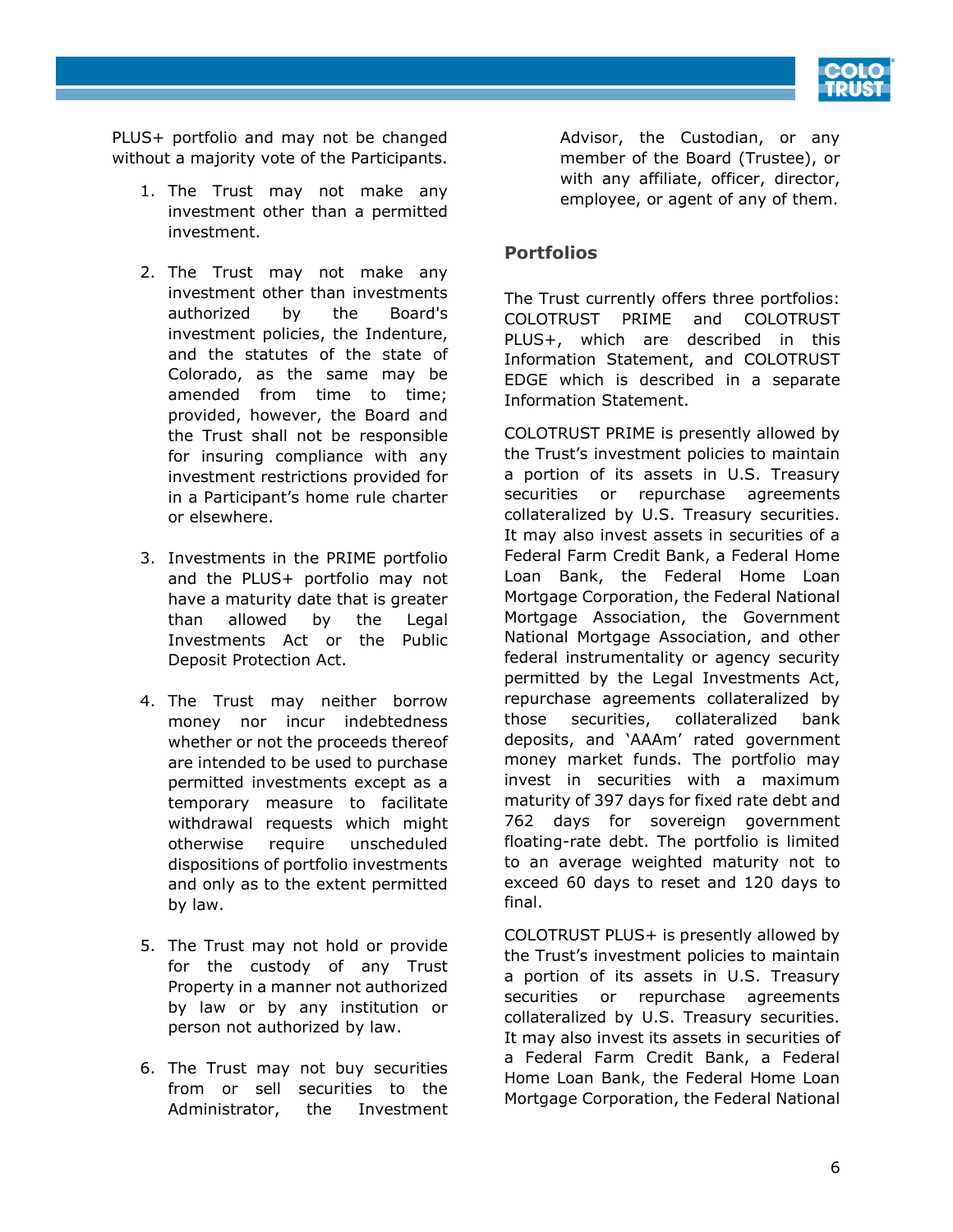PLUS+ portfolio and may not be changed without a majority vote of the Participants.

1. The Trust may not make any investment other than a permitted investment.

2. The Trust may not make any investment other than investments authorized by the Board's investment policies, the Indenture, and the statutes of the state of Colorado, as the same may be amended from time to time; provided, however, the Board and the Trust shall not be responsible for insuring compliance with any investment restrictions provided for in a Participant's home rule charter or elsewhere.

3. Investments in the PRIME portfolio and the PLUS+ portfolio may not have a maturity date that is greater than allowed by the Legal Investments Act or the Public Deposit Protection Act.

4. The Trust may neither borrow money nor incur indebtedness whether or not the proceeds thereof are intended to be used to purchase permitted investments except as a temporary measure to facilitate withdrawal requests which might otherwise require unscheduled dispositions of portfolio investments and only as to the extent permitted by law.

5. The Trust may not hold or provide for the custody of any Trust Property in a manner not authorized by law or by any institution or person not authorized by law.

6. The Trust may not buy securities from or sell securities to the Administrator, the Investment Advisor, the Custodian, or any member of the Board (Trustee), or with any affiliate, officer, director, employee, or agent of any of them.

## Portfolios

The Trust currently offers three portfolios: COLOTRUST PRIME and COLOTRUST PLUS+, which are described in this Information Statement, and COLOTRUST EDGE which is described in a separate Information Statement.

COLOTRUST PRIME is presently allowed by the Trust's investment policies to maintain a portion of its assets in U.S. Treasury securities or repurchase agreements collateralized by U.S. Treasury securities. It may also invest assets in securities of a Federal Farm Credit Bank, a Federal Home Loan Bank, the Federal Home Loan Mortgage Corporation, the Federal National Mortgage Association, the Government National Mortgage Association, and other federal instrumentality or agency security permitted by the Legal Investments Act, repurchase agreements collateralized by those securities, collateralized bank deposits, and 'AAAm' rated government money market funds. The portfolio may invest in securities with a maximum maturity of 397 days for fixed rate debt and 762 days for sovereign government floating-rate debt. The portfolio is limited to an average weighted maturity not to exceed 60 days to reset and 120 days to final.

COLOTRUST PLUS+ is presently allowed by the Trust's investment policies to maintain a portion of its assets in U.S. Treasury securities or repurchase agreements collateralized by U.S. Treasury securities. It may also invest its assets in securities of a Federal Farm Credit Bank, a Federal Home Loan Bank, the Federal Home Loan Mortgage Corporation, the Federal National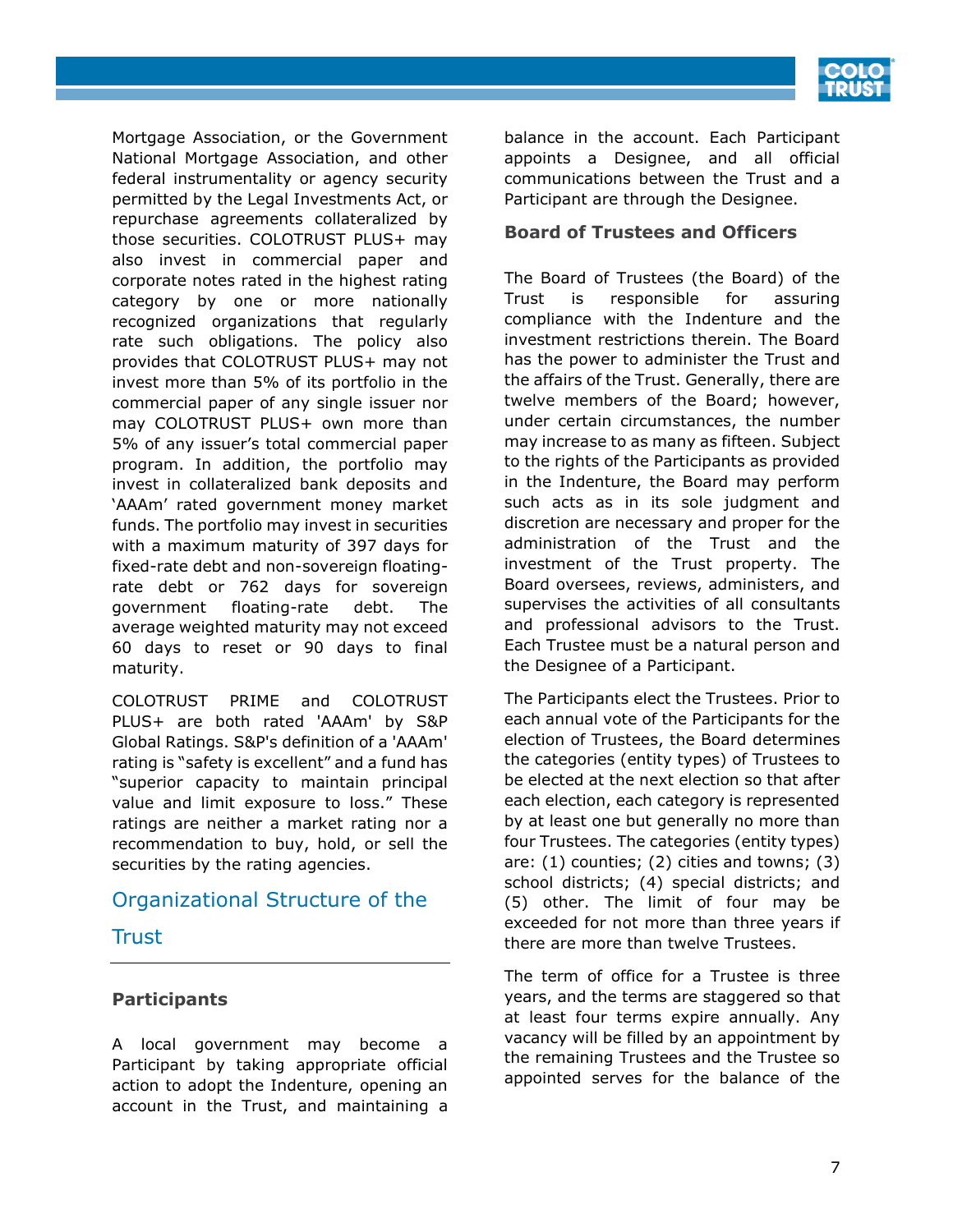Mortgage Association, or the Government National Mortgage Association, and other federal instrumentality or agency security permitted by the Legal Investments Act, or repurchase agreements collateralized by those securities. COLOTRUST PLUS+ may also invest in commercial paper and corporate notes rated in the highest rating category by one or more nationally recognized organizations that regularly rate such obligations. The policy also provides that COLOTRUST PLUS+ may not invest more than 5% of its portfolio in the commercial paper of any single issuer nor may COLOTRUST PLUS+ own more than 5% of any issuer's total commercial paper program. In addition, the portfolio may invest in collateralized bank deposits and 'AAAm' rated government money market funds. The portfolio may invest in securities with a maximum maturity of 397 days for fixed-rate debt and non-sovereign floating-rate debt or 762 days for sovereign government floating-rate debt. The average weighted maturity may not exceed 60 days to reset or 90 days to final maturity.

COLOTRUST PRIME and COLOTRUST PLUS+ are both rated 'AAAm' by S&P Global Ratings. S&P's definition of a 'AAAm' rating is "safety is excellent" and a fund has "superior capacity to maintain principal value and limit exposure to loss." These ratings are neither a market rating nor a recommendation to buy, hold, or sell the securities by the rating agencies.

## Organizational Structure of the Trust

### Participants

A local government may become a Participant by taking appropriate official action to adopt the Indenture, opening an account in the Trust, and maintaining a balance in the account. Each Participant appoints a Designee, and all official communications between the Trust and a Participant are through the Designee.

### Board of Trustees and Officers

The Board of Trustees (the Board) of the Trust is responsible for assuring compliance with the Indenture and the investment restrictions therein. The Board has the power to administer the Trust and the affairs of the Trust. Generally, there are twelve members of the Board; however, under certain circumstances, the number may increase to as many as fifteen. Subject to the rights of the Participants as provided in the Indenture, the Board may perform such acts as in its sole judgment and discretion are necessary and proper for the administration of the Trust and the investment of the Trust property. The Board oversees, reviews, administers, and supervises the activities of all consultants and professional advisors to the Trust. Each Trustee must be a natural person and the Designee of a Participant.

The Participants elect the Trustees. Prior to each annual vote of the Participants for the election of Trustees, the Board determines the categories (entity types) of Trustees to be elected at the next election so that after each election, each category is represented by at least one but generally no more than four Trustees. The categories (entity types) are: (1) counties; (2) cities and towns; (3) school districts; (4) special districts; and (5) other. The limit of four may be exceeded for not more than three years if there are more than twelve Trustees.

The term of office for a Trustee is three years, and the terms are staggered so that at least four terms expire annually. Any vacancy will be filled by an appointment by the remaining Trustees and the Trustee so appointed serves for the balance of the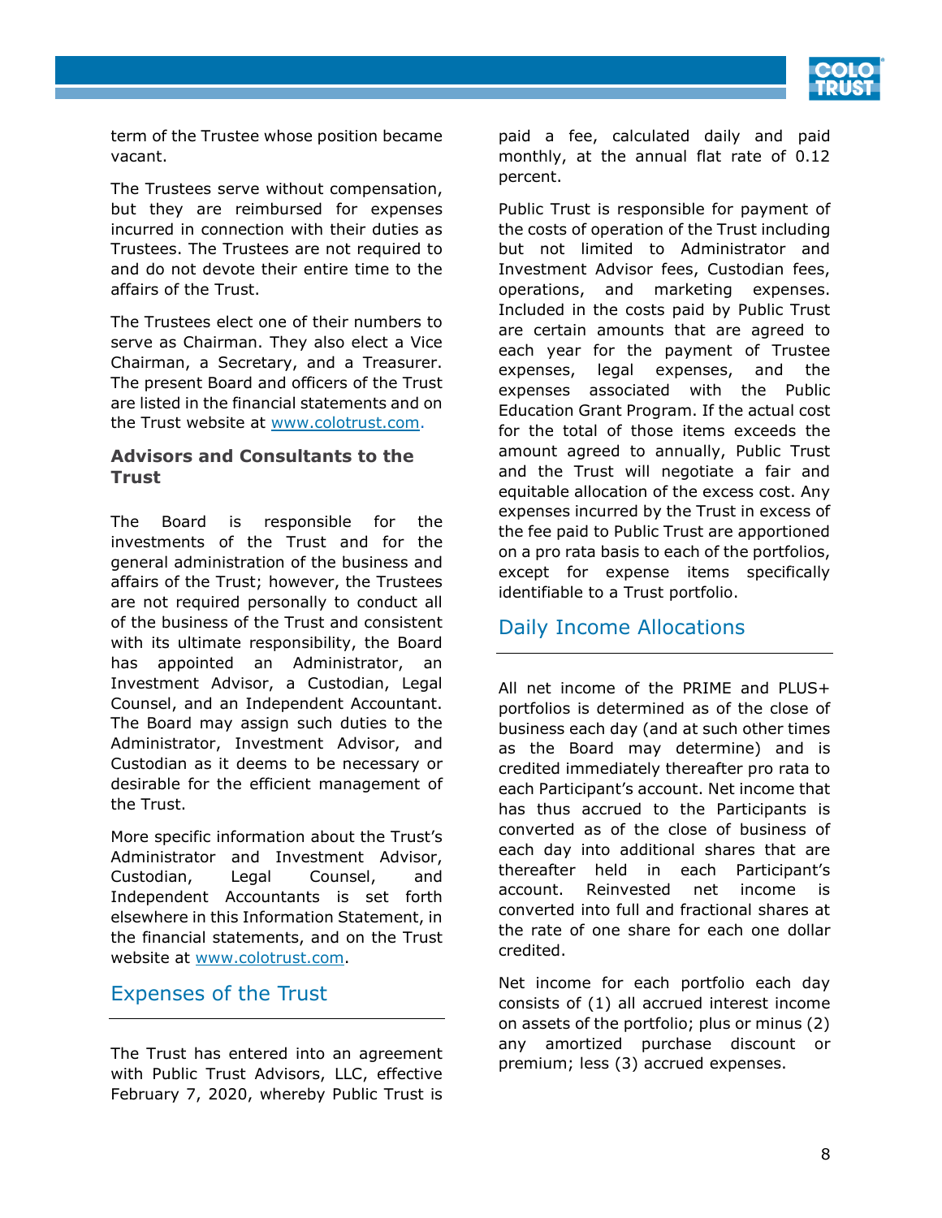term of the Trustee whose position became vacant.

The Trustees serve without compensation, but they are reimbursed for expenses incurred in connection with their duties as Trustees. The Trustees are not required to and do not devote their entire time to the affairs of the Trust.

The Trustees elect one of their numbers to serve as Chairman. They also elect a Vice Chairman, a Secretary, and a Treasurer. The present Board and officers of the Trust are listed in the financial statements and on the Trust website at www.colotrust.com.

### Advisors and Consultants to the Trust

The Board is responsible for the investments of the Trust and for the general administration of the business and affairs of the Trust; however, the Trustees are not required personally to conduct all of the business of the Trust and consistent with its ultimate responsibility, the Board has appointed an Administrator, an Investment Advisor, a Custodian, Legal Counsel, and an Independent Accountant. The Board may assign such duties to the Administrator, Investment Advisor, and Custodian as it deems to be necessary or desirable for the efficient management of the Trust.

More specific information about the Trust's Administrator and Investment Advisor, Custodian, Legal Counsel, and Independent Accountants is set forth elsewhere in this Information Statement, in the financial statements, and on the Trust website at www.colotrust.com.

## Expenses of the Trust

The Trust has entered into an agreement with Public Trust Advisors, LLC, effective February 7, 2020, whereby Public Trust is paid a fee, calculated daily and paid monthly, at the annual flat rate of 0.12 percent.

Public Trust is responsible for payment of the costs of operation of the Trust including but not limited to Administrator and Investment Advisor fees, Custodian fees, operations, and marketing expenses. Included in the costs paid by Public Trust are certain amounts that are agreed to each year for the payment of Trustee expenses, legal expenses, and the expenses associated with the Public Education Grant Program. If the actual cost for the total of those items exceeds the amount agreed to annually, Public Trust and the Trust will negotiate a fair and equitable allocation of the excess cost. Any expenses incurred by the Trust in excess of the fee paid to Public Trust are apportioned on a pro rata basis to each of the portfolios, except for expense items specifically identifiable to a Trust portfolio.

## Daily Income Allocations

All net income of the PRIME and PLUS+ portfolios is determined as of the close of business each day (and at such other times as the Board may determine) and is credited immediately thereafter pro rata to each Participant's account. Net income that has thus accrued to the Participants is converted as of the close of business of each day into additional shares that are thereafter held in each Participant's account. Reinvested net income is converted into full and fractional shares at the rate of one share for each one dollar credited.

Net income for each portfolio each day consists of (1) all accrued interest income on assets of the portfolio; plus or minus (2) any amortized purchase discount or premium; less (3) accrued expenses.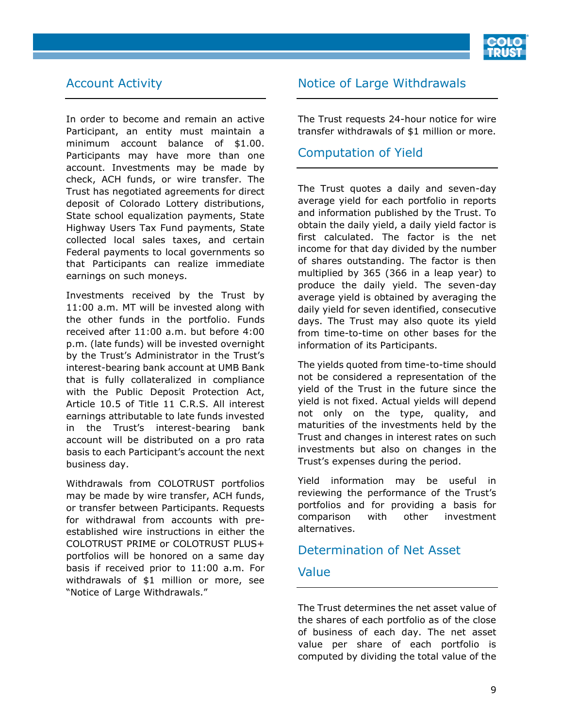## Account Activity

In order to become and remain an active Participant, an entity must maintain a minimum account balance of $1.00. Participants may have more than one account. Investments may be made by check, ACH funds, or wire transfer. The Trust has negotiated agreements for direct deposit of Colorado Lottery distributions, State school equalization payments, State Highway Users Tax Fund payments, State collected local sales taxes, and certain Federal payments to local governments so that Participants can realize immediate earnings on such moneys.

Investments received by the Trust by 11:00 a.m. MT will be invested along with the other funds in the portfolio. Funds received after 11:00 a.m. but before 4:00 p.m. (late funds) will be invested overnight by the Trust's Administrator in the Trust's interest-bearing bank account at UMB Bank that is fully collateralized in compliance with the Public Deposit Protection Act, Article 10.5 of Title 11 C.R.S. All interest earnings attributable to late funds invested in the Trust's interest-bearing bank account will be distributed on a pro rata basis to each Participant's account the next business day.

Withdrawals from COLOTRUST portfolios may be made by wire transfer, ACH funds, or transfer between Participants. Requests for withdrawal from accounts with pre-established wire instructions in either the COLOTRUST PRIME or COLOTRUST PLUS+ portfolios will be honored on a same day basis if received prior to 11:00 a.m. For withdrawals of $1 million or more, see "Notice of Large Withdrawals."

## Notice of Large Withdrawals

The Trust requests 24-hour notice for wire transfer withdrawals of $1 million or more.

## Computation of Yield

The Trust quotes a daily and seven-day average yield for each portfolio in reports and information published by the Trust. To obtain the daily yield, a daily yield factor is first calculated. The factor is the net income for that day divided by the number of shares outstanding. The factor is then multiplied by 365 (366 in a leap year) to produce the daily yield. The seven-day average yield is obtained by averaging the daily yield for seven identified, consecutive days. The Trust may also quote its yield from time-to-time on other bases for the information of its Participants.

The yields quoted from time-to-time should not be considered a representation of the yield of the Trust in the future since the yield is not fixed. Actual yields will depend not only on the type, quality, and maturities of the investments held by the Trust and changes in interest rates on such investments but also on changes in the Trust's expenses during the period.

Yield information may be useful in reviewing the performance of the Trust's portfolios and for providing a basis for comparison with other investment alternatives.

## Determination of Net Asset Value

The Trust determines the net asset value of the shares of each portfolio as of the close of business of each day. The net asset value per share of each portfolio is computed by dividing the total value of the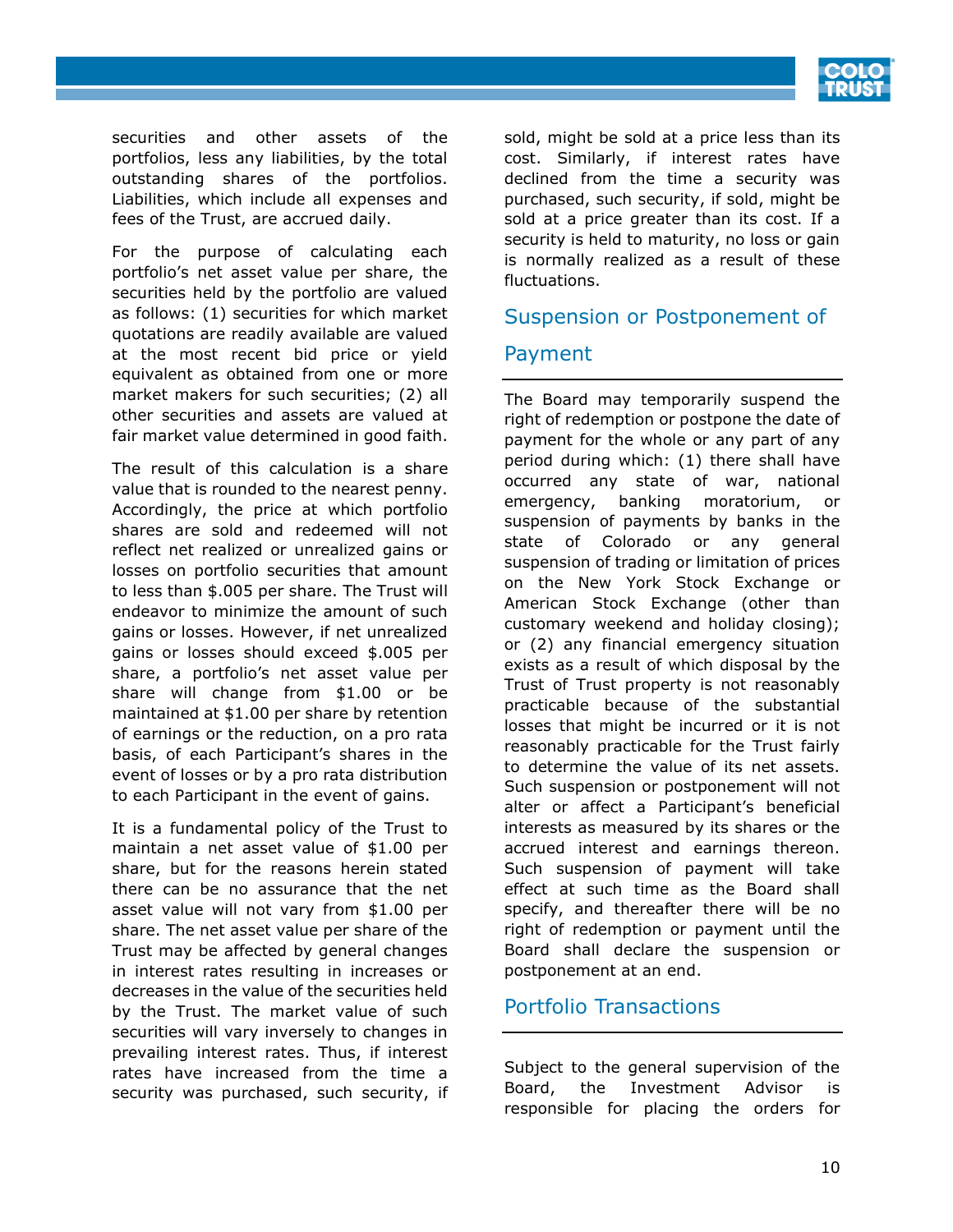securities and other assets of the portfolios, less any liabilities, by the total outstanding shares of the portfolios. Liabilities, which include all expenses and fees of the Trust, are accrued daily.

For the purpose of calculating each portfolio's net asset value per share, the securities held by the portfolio are valued as follows: (1) securities for which market quotations are readily available are valued at the most recent bid price or yield equivalent as obtained from one or more market makers for such securities; (2) all other securities and assets are valued at fair market value determined in good faith.

The result of this calculation is a share value that is rounded to the nearest penny. Accordingly, the price at which portfolio shares are sold and redeemed will not reflect net realized or unrealized gains or losses on portfolio securities that amount to less than $.005 per share. The Trust will endeavor to minimize the amount of such gains or losses. However, if net unrealized gains or losses should exceed $.005 per share, a portfolio's net asset value per share will change from $1.00 or be maintained at $1.00 per share by retention of earnings or the reduction, on a pro rata basis, of each Participant's shares in the event of losses or by a pro rata distribution to each Participant in the event of gains.

It is a fundamental policy of the Trust to maintain a net asset value of $1.00 per share, but for the reasons herein stated there can be no assurance that the net asset value will not vary from $1.00 per share. The net asset value per share of the Trust may be affected by general changes in interest rates resulting in increases or decreases in the value of the securities held by the Trust. The market value of such securities will vary inversely to changes in prevailing interest rates. Thus, if interest rates have increased from the time a security was purchased, such security, if sold, might be sold at a price less than its cost. Similarly, if interest rates have declined from the time a security was purchased, such security, if sold, might be sold at a price greater than its cost. If a security is held to maturity, no loss or gain is normally realized as a result of these fluctuations.

## Suspension or Postponement of Payment

The Board may temporarily suspend the right of redemption or postpone the date of payment for the whole or any part of any period during which: (1) there shall have occurred any state of war, national emergency, banking moratorium, or suspension of payments by banks in the state of Colorado or any general suspension of trading or limitation of prices on the New York Stock Exchange or American Stock Exchange (other than customary weekend and holiday closing); or (2) any financial emergency situation exists as a result of which disposal by the Trust of Trust property is not reasonably practicable because of the substantial losses that might be incurred or it is not reasonably practicable for the Trust fairly to determine the value of its net assets. Such suspension or postponement will not alter or affect a Participant's beneficial interests as measured by its shares or the accrued interest and earnings thereon. Such suspension of payment will take effect at such time as the Board shall specify, and thereafter there will be no right of redemption or payment until the Board shall declare the suspension or postponement at an end.

## Portfolio Transactions

Subject to the general supervision of the Board, the Investment Advisor is responsible for placing the orders for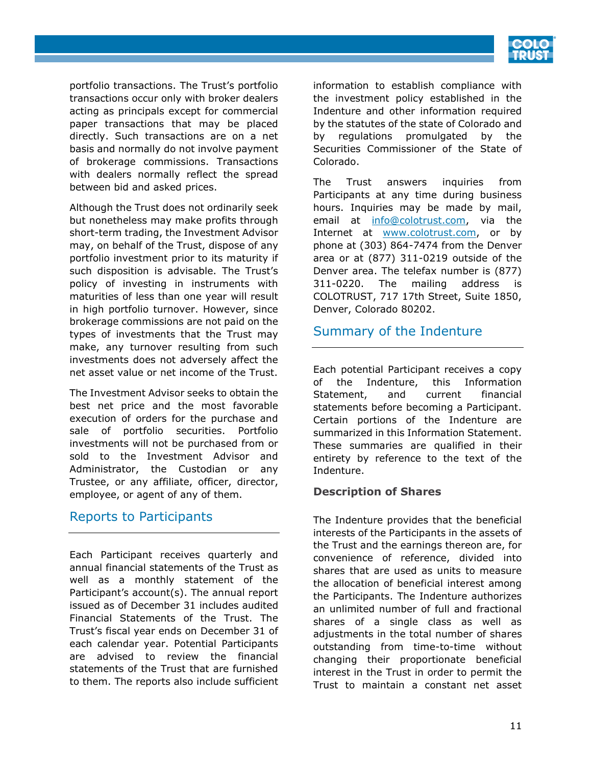portfolio transactions. The Trust's portfolio transactions occur only with broker dealers acting as principals except for commercial paper transactions that may be placed directly. Such transactions are on a net basis and normally do not involve payment of brokerage commissions. Transactions with dealers normally reflect the spread between bid and asked prices.

Although the Trust does not ordinarily seek but nonetheless may make profits through short-term trading, the Investment Advisor may, on behalf of the Trust, dispose of any portfolio investment prior to its maturity if such disposition is advisable. The Trust's policy of investing in instruments with maturities of less than one year will result in high portfolio turnover. However, since brokerage commissions are not paid on the types of investments that the Trust may make, any turnover resulting from such investments does not adversely affect the net asset value or net income of the Trust.

The Investment Advisor seeks to obtain the best net price and the most favorable execution of orders for the purchase and sale of portfolio securities. Portfolio investments will not be purchased from or sold to the Investment Advisor and Administrator, the Custodian or any Trustee, or any affiliate, officer, director, employee, or agent of any of them.

## Reports to Participants

Each Participant receives quarterly and annual financial statements of the Trust as well as a monthly statement of the Participant's account(s). The annual report issued as of December 31 includes audited Financial Statements of the Trust. The Trust's fiscal year ends on December 31 of each calendar year. Potential Participants are advised to review the financial statements of the Trust that are furnished to them. The reports also include sufficient information to establish compliance with the investment policy established in the Indenture and other information required by the statutes of the state of Colorado and by regulations promulgated by the Securities Commissioner of the State of Colorado.

The Trust answers inquiries from Participants at any time during business hours. Inquiries may be made by mail, email at info@colotrust.com, via the Internet at www.colotrust.com, or by phone at (303) 864-7474 from the Denver area or at (877) 311-0219 outside of the Denver area. The telefax number is (877) 311-0220. The mailing address is COLOTRUST, 717 17th Street, Suite 1850, Denver, Colorado 80202.

## Summary of the Indenture

Each potential Participant receives a copy of the Indenture, this Information Statement, and current financial statements before becoming a Participant. Certain portions of the Indenture are summarized in this Information Statement. These summaries are qualified in their entirety by reference to the text of the Indenture.

### Description of Shares

The Indenture provides that the beneficial interests of the Participants in the assets of the Trust and the earnings thereon are, for convenience of reference, divided into shares that are used as units to measure the allocation of beneficial interest among the Participants. The Indenture authorizes an unlimited number of full and fractional shares of a single class as well as adjustments in the total number of shares outstanding from time-to-time without changing their proportionate beneficial interest in the Trust in order to permit the Trust to maintain a constant net asset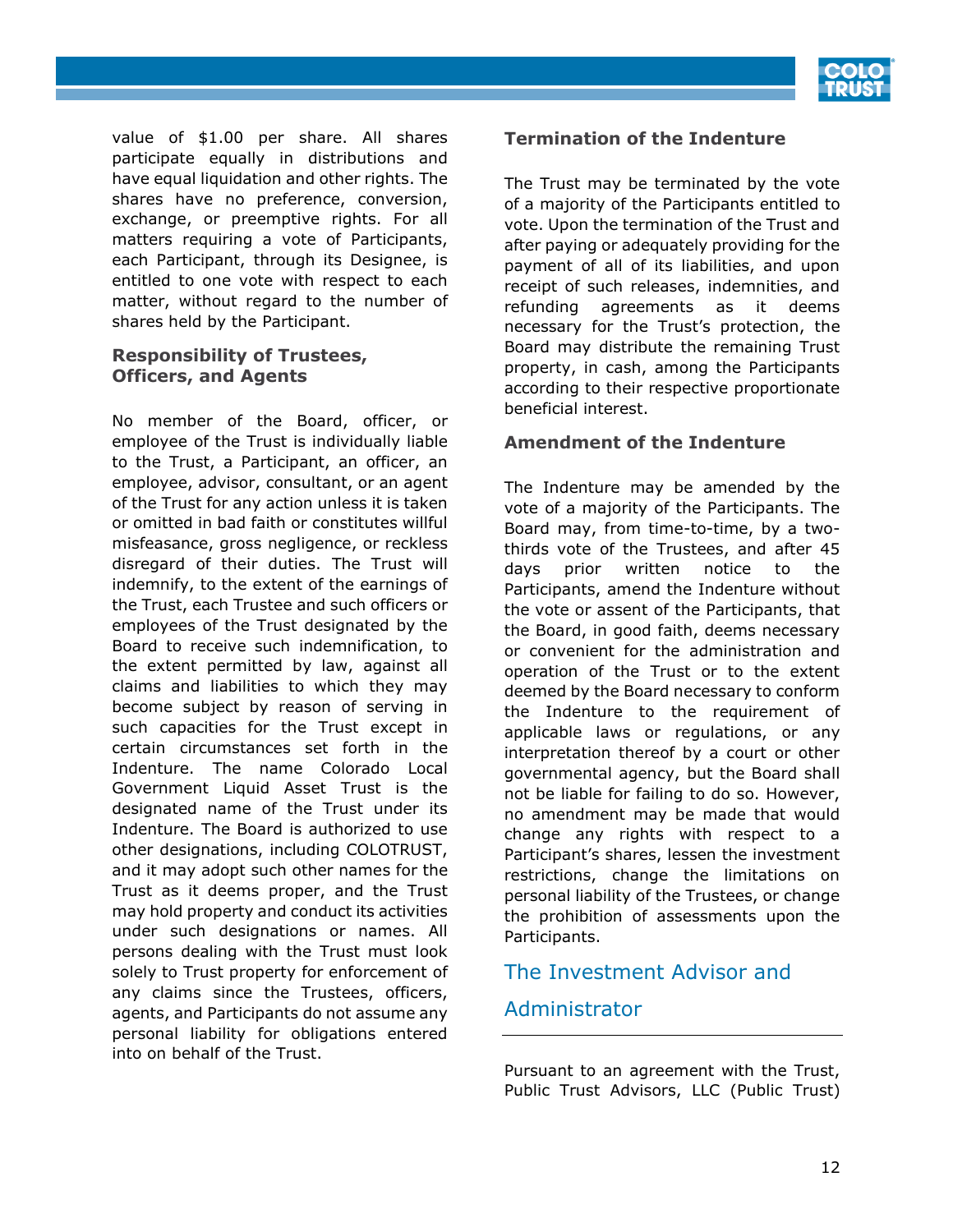value of $1.00 per share. All shares participate equally in distributions and have equal liquidation and other rights. The shares have no preference, conversion, exchange, or preemptive rights. For all matters requiring a vote of Participants, each Participant, through its Designee, is entitled to one vote with respect to each matter, without regard to the number of shares held by the Participant.

### Responsibility of Trustees, Officers, and Agents

No member of the Board, officer, or employee of the Trust is individually liable to the Trust, a Participant, an officer, an employee, advisor, consultant, or an agent of the Trust for any action unless it is taken or omitted in bad faith or constitutes willful misfeasance, gross negligence, or reckless disregard of their duties. The Trust will indemnify, to the extent of the earnings of the Trust, each Trustee and such officers or employees of the Trust designated by the Board to receive such indemnification, to the extent permitted by law, against all claims and liabilities to which they may become subject by reason of serving in such capacities for the Trust except in certain circumstances set forth in the Indenture. The name Colorado Local Government Liquid Asset Trust is the designated name of the Trust under its Indenture. The Board is authorized to use other designations, including COLOTRUST, and it may adopt such other names for the Trust as it deems proper, and the Trust may hold property and conduct its activities under such designations or names. All persons dealing with the Trust must look solely to Trust property for enforcement of any claims since the Trustees, officers, agents, and Participants do not assume any personal liability for obligations entered into on behalf of the Trust.

### Termination of the Indenture

The Trust may be terminated by the vote of a majority of the Participants entitled to vote. Upon the termination of the Trust and after paying or adequately providing for the payment of all of its liabilities, and upon receipt of such releases, indemnities, and refunding agreements as it deems necessary for the Trust's protection, the Board may distribute the remaining Trust property, in cash, among the Participants according to their respective proportionate beneficial interest.

### Amendment of the Indenture

The Indenture may be amended by the vote of a majority of the Participants. The Board may, from time-to-time, by a two-thirds vote of the Trustees, and after 45 days prior written notice to the Participants, amend the Indenture without the vote or assent of the Participants, that the Board, in good faith, deems necessary or convenient for the administration and operation of the Trust or to the extent deemed by the Board necessary to conform the Indenture to the requirement of applicable laws or regulations, or any interpretation thereof by a court or other governmental agency, but the Board shall not be liable for failing to do so. However, no amendment may be made that would change any rights with respect to a Participant's shares, lessen the investment restrictions, change the limitations on personal liability of the Trustees, or change the prohibition of assessments upon the Participants.

## The Investment Advisor and Administrator

Pursuant to an agreement with the Trust, Public Trust Advisors, LLC (Public Trust)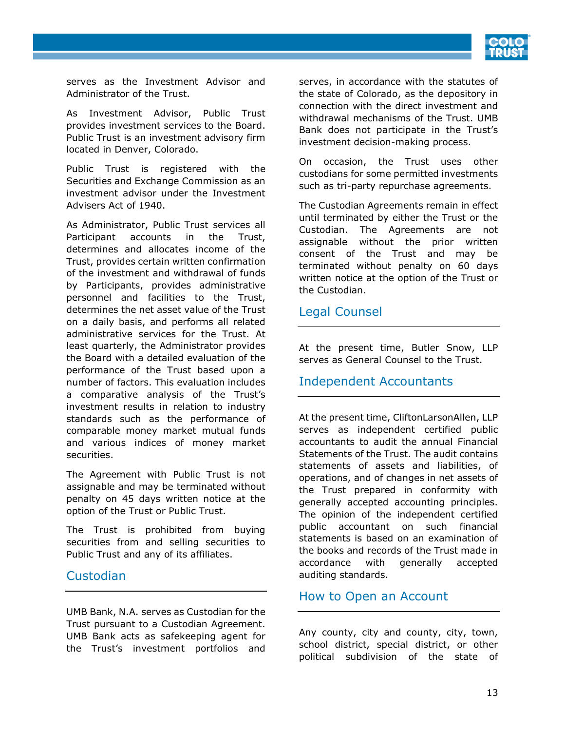serves as the Investment Advisor and Administrator of the Trust.

As Investment Advisor, Public Trust provides investment services to the Board. Public Trust is an investment advisory firm located in Denver, Colorado.

Public Trust is registered with the Securities and Exchange Commission as an investment advisor under the Investment Advisers Act of 1940.

As Administrator, Public Trust services all Participant accounts in the Trust, determines and allocates income of the Trust, provides certain written confirmation of the investment and withdrawal of funds by Participants, provides administrative personnel and facilities to the Trust, determines the net asset value of the Trust on a daily basis, and performs all related administrative services for the Trust. At least quarterly, the Administrator provides the Board with a detailed evaluation of the performance of the Trust based upon a number of factors. This evaluation includes a comparative analysis of the Trust's investment results in relation to industry standards such as the performance of comparable money market mutual funds and various indices of money market securities.

The Agreement with Public Trust is not assignable and may be terminated without penalty on 45 days written notice at the option of the Trust or Public Trust.

The Trust is prohibited from buying securities from and selling securities to Public Trust and any of its affiliates.

## Custodian

UMB Bank, N.A. serves as Custodian for the Trust pursuant to a Custodian Agreement. UMB Bank acts as safekeeping agent for the Trust's investment portfolios and serves, in accordance with the statutes of the state of Colorado, as the depository in connection with the direct investment and withdrawal mechanisms of the Trust. UMB Bank does not participate in the Trust's investment decision-making process.

On occasion, the Trust uses other custodians for some permitted investments such as tri-party repurchase agreements.

The Custodian Agreements remain in effect until terminated by either the Trust or the Custodian. The Agreements are not assignable without the prior written consent of the Trust and may be terminated without penalty on 60 days written notice at the option of the Trust or the Custodian.

## Legal Counsel

At the present time, Butler Snow, LLP serves as General Counsel to the Trust.

## Independent Accountants

At the present time, CliftonLarsonAllen, LLP serves as independent certified public accountants to audit the annual Financial Statements of the Trust. The audit contains statements of assets and liabilities, of operations, and of changes in net assets of the Trust prepared in conformity with generally accepted accounting principles. The opinion of the independent certified public accountant on such financial statements is based on an examination of the books and records of the Trust made in accordance with generally accepted auditing standards.

## How to Open an Account

Any county, city and county, city, town, school district, special district, or other political subdivision of the state of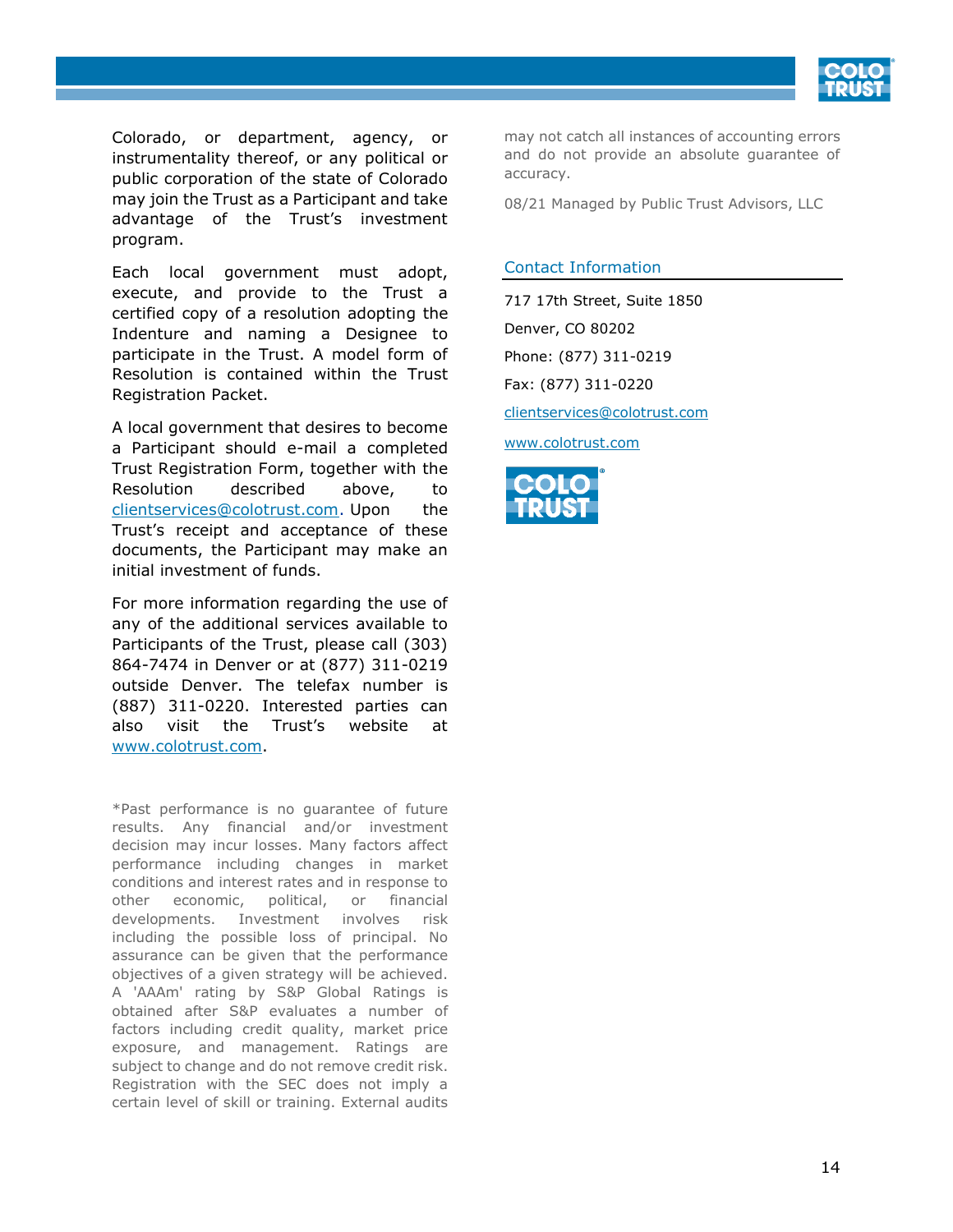Colorado, or department, agency, or instrumentality thereof, or any political or public corporation of the state of Colorado may join the Trust as a Participant and take advantage of the Trust's investment program.

Each local government must adopt, execute, and provide to the Trust a certified copy of a resolution adopting the Indenture and naming a Designee to participate in the Trust. A model form of Resolution is contained within the Trust Registration Packet.

A local government that desires to become a Participant should e-mail a completed Trust Registration Form, together with the Resolution described above, to clientservices@colotrust.com. Upon the Trust's receipt and acceptance of these documents, the Participant may make an initial investment of funds.

For more information regarding the use of any of the additional services available to Participants of the Trust, please call (303) 864-7474 in Denver or at (877) 311-0219 outside Denver. The telefax number is (887) 311-0220. Interested parties can also visit the Trust's website at www.colotrust.com.

*Past performance is no guarantee of future results. Any financial and/or investment decision may incur losses. Many factors affect performance including changes in market conditions and interest rates and in response to other economic, political, or financial developments. Investment involves risk including the possible loss of principal. No assurance can be given that the performance objectives of a given strategy will be achieved. A 'AAAm' rating by S&P Global Ratings is obtained after S&P evaluates a number of factors including credit quality, market price exposure, and management. Ratings are subject to change and do not remove credit risk. Registration with the SEC does not imply a certain level of skill or training. External audits may not catch all instances of accounting errors and do not provide an absolute guarantee of accuracy.

08/21 Managed by Public Trust Advisors, LLC

## Contact Information

717 17th Street, Suite 1850

Denver, CO 80202

Phone: (877) 311-0219

Fax: (877) 311-0220

clientservices@colotrust.com

www.colotrust.com